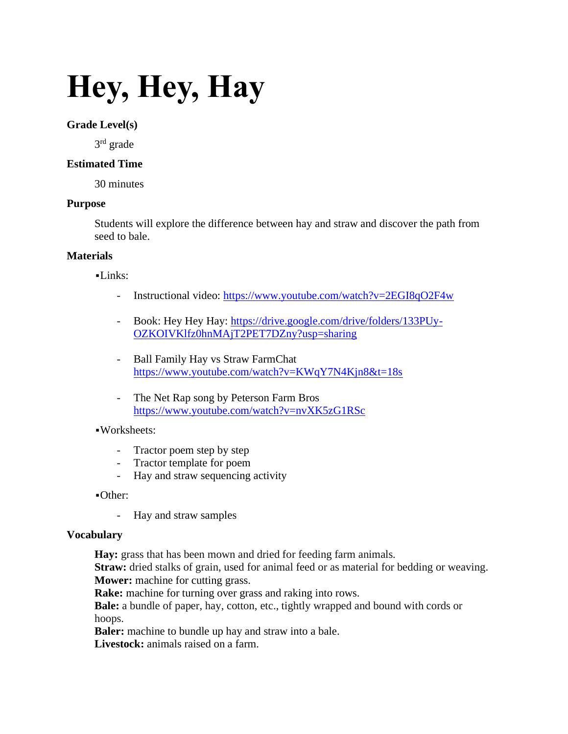# Hey, Hey, Hay

**Grade Level(s)**

3rd grade

**Estimated Time**

30 minutes

**Purpose**

Students will explore the difference between hay and straw and discover the path from seed to bale.

**Materials**

▪Links:

- Instructional video: https://www.youtube.com/watch?v=2EGI8qO2F4w
- Book: Hey Hey Hay: https://drive.google.com/drive/folders/133PUy-OZKOIVKlfz0hnMAjT2PET7DZny?usp=sharing
- Ball Family Hay vs Straw FarmChat https://www.youtube.com/watch?v=KWqY7N4Kjn8&t=18s
- The Net Rap song by Peterson Farm Bros https://www.youtube.com/watch?v=nvXK5zG1RSc

▪Worksheets:

- Tractor poem step by step
- Tractor template for poem
- Hay and straw sequencing activity

▪Other:

- Hay and straw samples

**Vocabulary**

**Hay:** grass that has been mown and dried for feeding farm animals.
**Straw:** dried stalks of grain, used for animal feed or as material for bedding or weaving.
**Mower:** machine for cutting grass.
**Rake:** machine for turning over grass and raking into rows.
**Bale:** a bundle of paper, hay, cotton, etc., tightly wrapped and bound with cords or hoops.
**Baler:** machine to bundle up hay and straw into a bale.
**Livestock:** animals raised on a farm.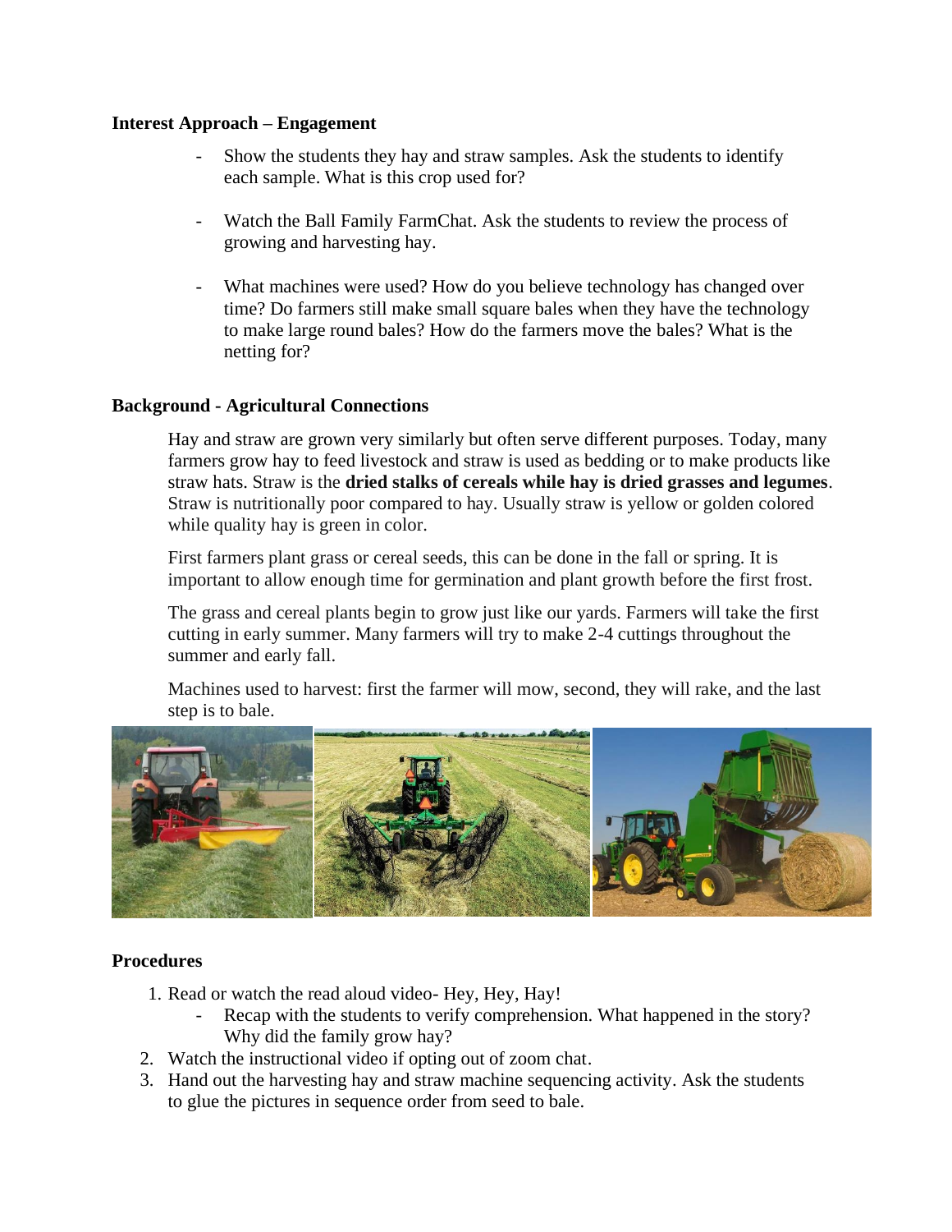**Interest Approach – Engagement**

- Show the students they hay and straw samples. Ask the students to identify each sample. What is this crop used for?
- Watch the Ball Family FarmChat. Ask the students to review the process of growing and harvesting hay.
- What machines were used? How do you believe technology has changed over time? Do farmers still make small square bales when they have the technology to make large round bales? How do the farmers move the bales? What is the netting for?

**Background - Agricultural Connections**

Hay and straw are grown very similarly but often serve different purposes. Today, many farmers grow hay to feed livestock and straw is used as bedding or to make products like straw hats. Straw is the **dried stalks of cereals while hay is dried grasses and legumes**. Straw is nutritionally poor compared to hay. Usually straw is yellow or golden colored while quality hay is green in color.

First farmers plant grass or cereal seeds, this can be done in the fall or spring. It is important to allow enough time for germination and plant growth before the first frost.

The grass and cereal plants begin to grow just like our yards. Farmers will take the first cutting in early summer. Many farmers will try to make 2-4 cuttings throughout the summer and early fall.

Machines used to harvest: first the farmer will mow, second, they will rake, and the last step is to bale.

**Procedures**

1. Read or watch the read aloud video- Hey, Hey, Hay!
   - Recap with the students to verify comprehension. What happened in the story? Why did the family grow hay?
2. Watch the instructional video if opting out of zoom chat.
3. Hand out the harvesting hay and straw machine sequencing activity. Ask the students to glue the pictures in sequence order from seed to bale.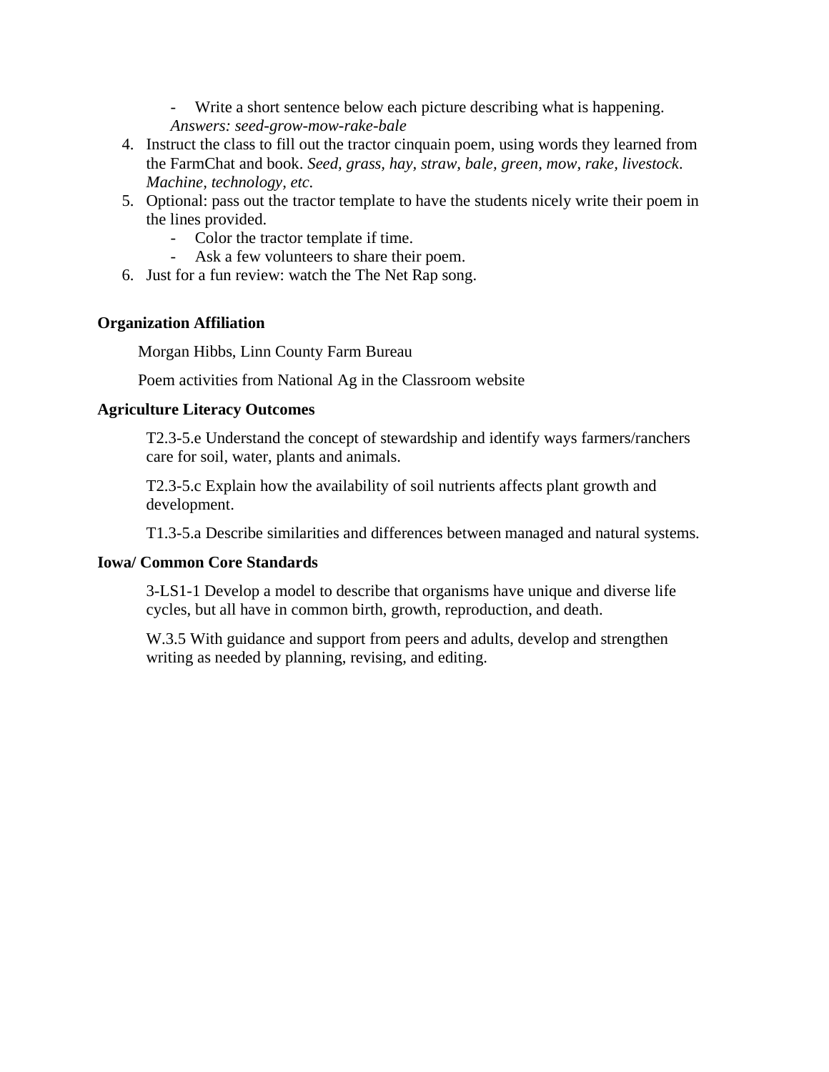- Write a short sentence below each picture describing what is happening.
  *Answers: seed-grow-mow-rake-bale*

4. Instruct the class to fill out the tractor cinquain poem, using words they learned from the FarmChat and book. *Seed, grass, hay, straw, bale, green, mow, rake, livestock. Machine, technology, etc.*
5. Optional: pass out the tractor template to have the students nicely write their poem in the lines provided.
   - Color the tractor template if time.
   - Ask a few volunteers to share their poem.
6. Just for a fun review: watch the The Net Rap song.

**Organization Affiliation**

Morgan Hibbs, Linn County Farm Bureau

Poem activities from National Ag in the Classroom website

**Agriculture Literacy Outcomes**

T2.3-5.e Understand the concept of stewardship and identify ways farmers/ranchers care for soil, water, plants and animals.

T2.3-5.c Explain how the availability of soil nutrients affects plant growth and development.

T1.3-5.a Describe similarities and differences between managed and natural systems.

**Iowa/ Common Core Standards**

3-LS1-1 Develop a model to describe that organisms have unique and diverse life cycles, but all have in common birth, growth, reproduction, and death.

W.3.5 With guidance and support from peers and adults, develop and strengthen writing as needed by planning, revising, and editing.